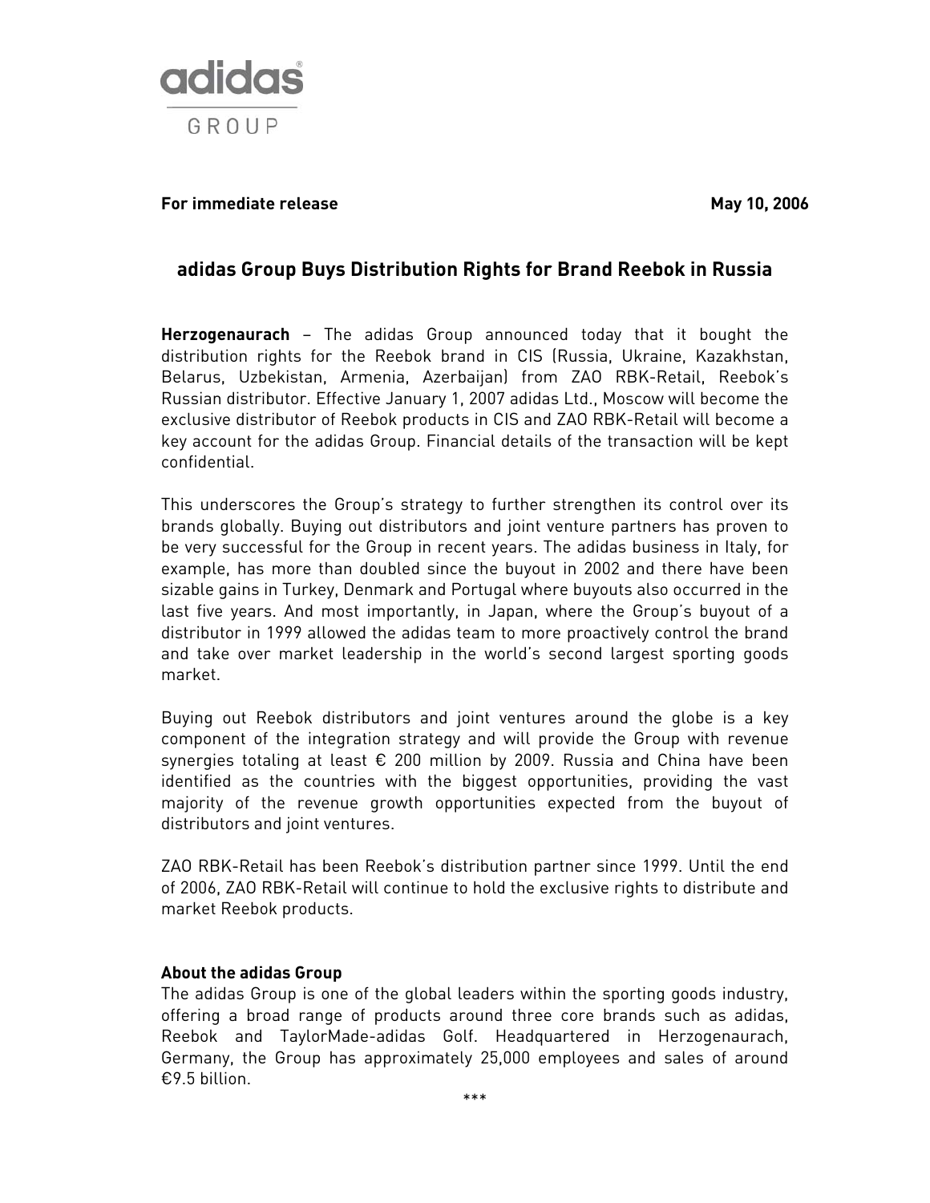adidas GROUP

**For immediate release** **May 10, 2006**

## adidas Group Buys Distribution Rights for Brand Reebok in Russia

**Herzogenaurach** – The adidas Group announced today that it bought the distribution rights for the Reebok brand in CIS (Russia, Ukraine, Kazakhstan, Belarus, Uzbekistan, Armenia, Azerbaijan) from ZAO RBK-Retail, Reebok's Russian distributor. Effective January 1, 2007 adidas Ltd., Moscow will become the exclusive distributor of Reebok products in CIS and ZAO RBK-Retail will become a key account for the adidas Group. Financial details of the transaction will be kept confidential.

This underscores the Group's strategy to further strengthen its control over its brands globally. Buying out distributors and joint venture partners has proven to be very successful for the Group in recent years. The adidas business in Italy, for example, has more than doubled since the buyout in 2002 and there have been sizable gains in Turkey, Denmark and Portugal where buyouts also occurred in the last five years. And most importantly, in Japan, where the Group's buyout of a distributor in 1999 allowed the adidas team to more proactively control the brand and take over market leadership in the world's second largest sporting goods market.

Buying out Reebok distributors and joint ventures around the globe is a key component of the integration strategy and will provide the Group with revenue synergies totaling at least € 200 million by 2009. Russia and China have been identified as the countries with the biggest opportunities, providing the vast majority of the revenue growth opportunities expected from the buyout of distributors and joint ventures.

ZAO RBK-Retail has been Reebok's distribution partner since 1999. Until the end of 2006, ZAO RBK-Retail will continue to hold the exclusive rights to distribute and market Reebok products.

**About the adidas Group**

The adidas Group is one of the global leaders within the sporting goods industry, offering a broad range of products around three core brands such as adidas, Reebok and TaylorMade-adidas Golf. Headquartered in Herzogenaurach, Germany, the Group has approximately 25,000 employees and sales of around €9.5 billion.

***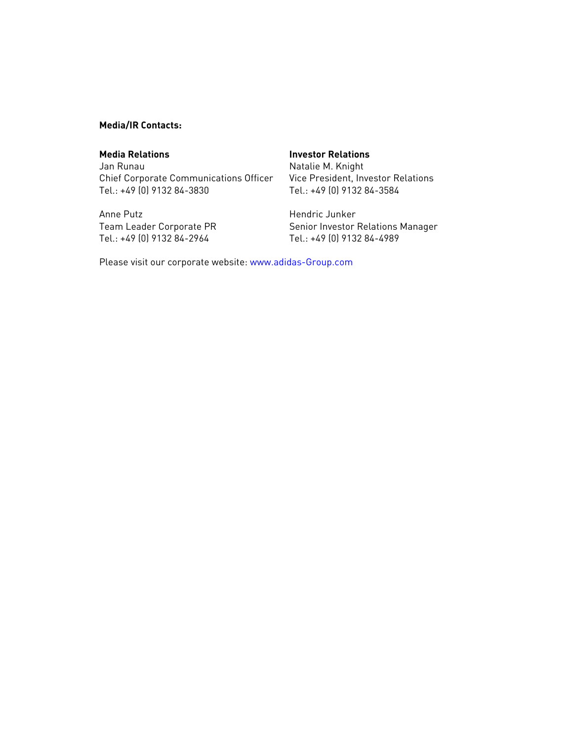**Media/IR Contacts:**

**Media Relations**
Jan Runau
Chief Corporate Communications Officer
Tel.: +49 (0) 9132 84-3830

Anne Putz
Team Leader Corporate PR
Tel.: +49 (0) 9132 84-2964

**Investor Relations**
Natalie M. Knight
Vice President, Investor Relations
Tel.: +49 (0) 9132 84-3584

Hendric Junker
Senior Investor Relations Manager
Tel.: +49 (0) 9132 84-4989

Please visit our corporate website: www.adidas-Group.com